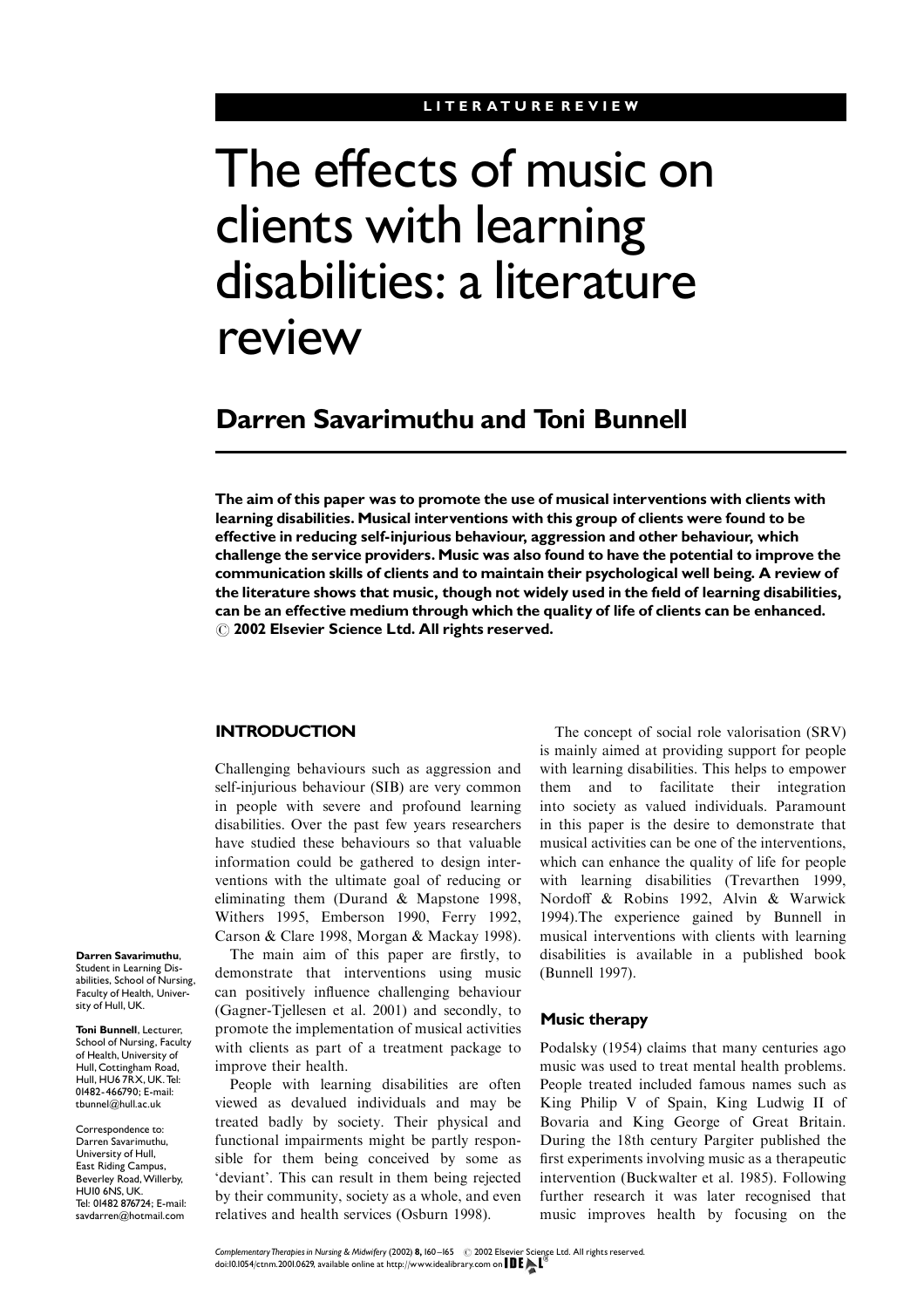LITERATURE REVIEW

# The effects of music on clients with learning disabilities: a literature review

## Darren Savarimuthu and Toni Bunnell

**The aim of this paper was to promote the use of musical interventions with clients with learning disabilities. Musical interventions with this group of clients were found to be effective in reducing self-injurious behaviour, aggression and other behaviour, which challenge the service providers. Music was also found to have the potential to improve the communication skills of clients and to maintain their psychological well being. A review of the literature shows that music, though not widely used in the field of learning disabilities, can be an effective medium through which the quality of life of clients can be enhanced. © 2002 Elsevier Science Ltd. All rights reserved.**

**Darren Savarimuthu**, Student in Learning Disabilities, School of Nursing, Faculty of Health, University of Hull, UK.

**Toni Bunnell**, Lecturer, School of Nursing, Faculty of Health, University of Hull, Cottingham Road, Hull, HU6 7RX, UK. Tel: 01482-466790; E-mail: tbunnel@hull.ac.uk

Correspondence to: Darren Savarimuthu, University of Hull, East Riding Campus, Beverley Road, Willerby, HU10 6NS, UK. Tel: 01482 876724; E-mail: savdarren@hotmail.com

## INTRODUCTION

Challenging behaviours such as aggression and self-injurious behaviour (SIB) are very common in people with severe and profound learning disabilities. Over the past few years researchers have studied these behaviours so that valuable information could be gathered to design interventions with the ultimate goal of reducing or eliminating them (Durand & Mapstone 1998, Withers 1995, Emberson 1990, Ferry 1992, Carson & Clare 1998, Morgan & Mackay 1998).

The main aim of this paper are firstly, to demonstrate that interventions using music can positively influence challenging behaviour (Gagner-Tjellesen et al. 2001) and secondly, to promote the implementation of musical activities with clients as part of a treatment package to improve their health.

People with learning disabilities are often viewed as devalued individuals and may be treated badly by society. Their physical and functional impairments might be partly responsible for them being conceived by some as 'deviant'. This can result in them being rejected by their community, society as a whole, and even relatives and health services (Osburn 1998).

The concept of social role valorisation (SRV) is mainly aimed at providing support for people with learning disabilities. This helps to empower them and to facilitate their integration into society as valued individuals. Paramount in this paper is the desire to demonstrate that musical activities can be one of the interventions, which can enhance the quality of life for people with learning disabilities (Trevarthen 1999, Nordoff & Robins 1992, Alvin & Warwick 1994).The experience gained by Bunnell in musical interventions with clients with learning disabilities is available in a published book (Bunnell 1997).

### Music therapy

Podalsky (1954) claims that many centuries ago music was used to treat mental health problems. People treated included famous names such as King Philip V of Spain, King Ludwig II of Bovaria and King George of Great Britain. During the 18th century Pargiter published the first experiments involving music as a therapeutic intervention (Buckwalter et al. 1985). Following further research it was later recognised that music improves health by focusing on the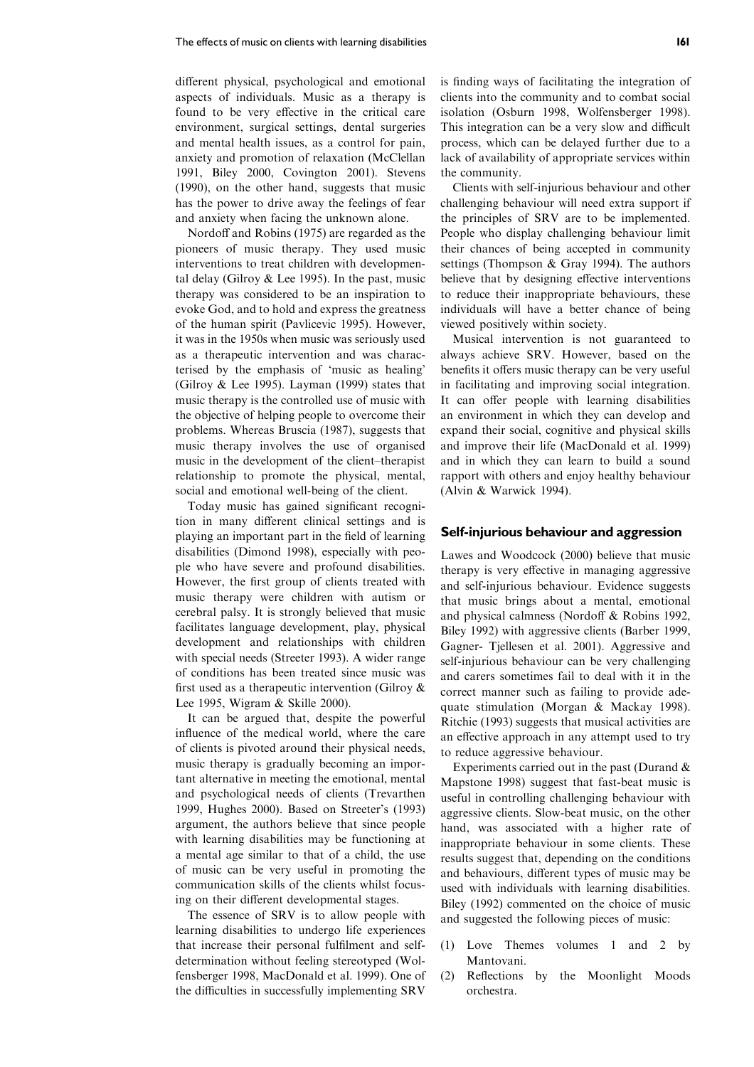different physical, psychological and emotional aspects of individuals. Music as a therapy is found to be very effective in the critical care environment, surgical settings, dental surgeries and mental health issues, as a control for pain, anxiety and promotion of relaxation (McClellan 1991, Biley 2000, Covington 2001). Stevens (1990), on the other hand, suggests that music has the power to drive away the feelings of fear and anxiety when facing the unknown alone.

Nordoff and Robins (1975) are regarded as the pioneers of music therapy. They used music interventions to treat children with developmental delay (Gilroy & Lee 1995). In the past, music therapy was considered to be an inspiration to evoke God, and to hold and express the greatness of the human spirit (Pavlicevic 1995). However, it was in the 1950s when music was seriously used as a therapeutic intervention and was characterised by the emphasis of 'music as healing' (Gilroy & Lee 1995). Layman (1999) states that music therapy is the controlled use of music with the objective of helping people to overcome their problems. Whereas Bruscia (1987), suggests that music therapy involves the use of organised music in the development of the client–therapist relationship to promote the physical, mental, social and emotional well-being of the client.

Today music has gained significant recognition in many different clinical settings and is playing an important part in the field of learning disabilities (Dimond 1998), especially with people who have severe and profound disabilities. However, the first group of clients treated with music therapy were children with autism or cerebral palsy. It is strongly believed that music facilitates language development, play, physical development and relationships with children with special needs (Streeter 1993). A wider range of conditions has been treated since music was first used as a therapeutic intervention (Gilroy & Lee 1995, Wigram & Skille 2000).

It can be argued that, despite the powerful influence of the medical world, where the care of clients is pivoted around their physical needs, music therapy is gradually becoming an important alternative in meeting the emotional, mental and psychological needs of clients (Trevarthen 1999, Hughes 2000). Based on Streeter's (1993) argument, the authors believe that since people with learning disabilities may be functioning at a mental age similar to that of a child, the use of music can be very useful in promoting the communication skills of the clients whilst focusing on their different developmental stages.

The essence of SRV is to allow people with learning disabilities to undergo life experiences that increase their personal fulfilment and self-determination without feeling stereotyped (Wolfensberger 1998, MacDonald et al. 1999). One of the difficulties in successfully implementing SRV is finding ways of facilitating the integration of clients into the community and to combat social isolation (Osburn 1998, Wolfensberger 1998). This integration can be a very slow and difficult process, which can be delayed further due to a lack of availability of appropriate services within the community.

Clients with self-injurious behaviour and other challenging behaviour will need extra support if the principles of SRV are to be implemented. People who display challenging behaviour limit their chances of being accepted in community settings (Thompson & Gray 1994). The authors believe that by designing effective interventions to reduce their inappropriate behaviours, these individuals will have a better chance of being viewed positively within society.

Musical intervention is not guaranteed to always achieve SRV. However, based on the benefits it offers music therapy can be very useful in facilitating and improving social integration. It can offer people with learning disabilities an environment in which they can develop and expand their social, cognitive and physical skills and improve their life (MacDonald et al. 1999) and in which they can learn to build a sound rapport with others and enjoy healthy behaviour (Alvin & Warwick 1994).

## Self-injurious behaviour and aggression

Lawes and Woodcock (2000) believe that music therapy is very effective in managing aggressive and self-injurious behaviour. Evidence suggests that music brings about a mental, emotional and physical calmness (Nordoff & Robins 1992, Biley 1992) with aggressive clients (Barber 1999, Gagner- Tjellesen et al. 2001). Aggressive and self-injurious behaviour can be very challenging and carers sometimes fail to deal with it in the correct manner such as failing to provide adequate stimulation (Morgan & Mackay 1998). Ritchie (1993) suggests that musical activities are an effective approach in any attempt used to try to reduce aggressive behaviour.

Experiments carried out in the past (Durand & Mapstone 1998) suggest that fast-beat music is useful in controlling challenging behaviour with aggressive clients. Slow-beat music, on the other hand, was associated with a higher rate of inappropriate behaviour in some clients. These results suggest that, depending on the conditions and behaviours, different types of music may be used with individuals with learning disabilities. Biley (1992) commented on the choice of music and suggested the following pieces of music:

(1) Love Themes volumes 1 and 2 by Mantovani.
(2) Reflections by the Moonlight Moods orchestra.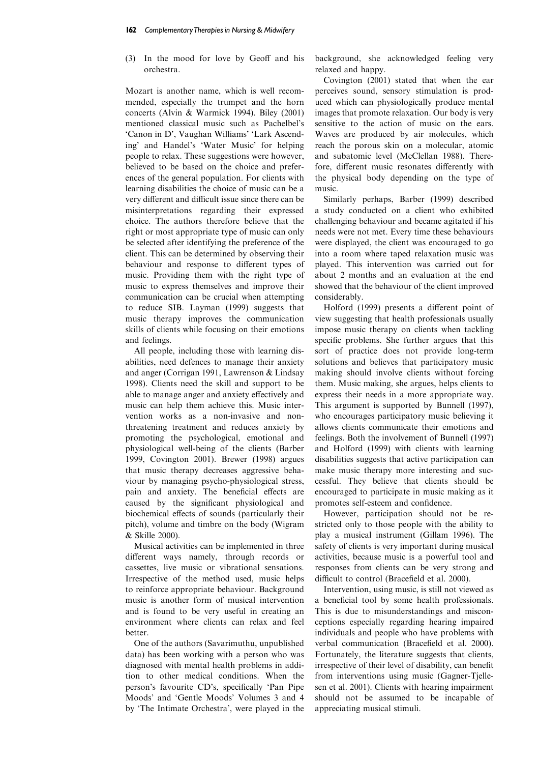(3) In the mood for love by Geoff and his orchestra.

Mozart is another name, which is well recommended, especially the trumpet and the horn concerts (Alvin & Warmick 1994). Biley (2001) mentioned classical music such as Pachelbel's 'Canon in D', Vaughan Williams' 'Lark Ascending' and Handel's 'Water Music' for helping people to relax. These suggestions were however, believed to be based on the choice and preferences of the general population. For clients with learning disabilities the choice of music can be a very different and difficult issue since there can be misinterpretations regarding their expressed choice. The authors therefore believe that the right or most appropriate type of music can only be selected after identifying the preference of the client. This can be determined by observing their behaviour and response to different types of music. Providing them with the right type of music to express themselves and improve their communication can be crucial when attempting to reduce SIB. Layman (1999) suggests that music therapy improves the communication skills of clients while focusing on their emotions and feelings.

All people, including those with learning disabilities, need defences to manage their anxiety and anger (Corrigan 1991, Lawrenson & Lindsay 1998). Clients need the skill and support to be able to manage anger and anxiety effectively and music can help them achieve this. Music intervention works as a non-invasive and non-threatening treatment and reduces anxiety by promoting the psychological, emotional and physiological well-being of the clients (Barber 1999, Covington 2001). Brewer (1998) argues that music therapy decreases aggressive behaviour by managing psycho-physiological stress, pain and anxiety. The beneficial effects are caused by the significant physiological and biochemical effects of sounds (particularly their pitch), volume and timbre on the body (Wigram & Skille 2000).

Musical activities can be implemented in three different ways namely, through records or cassettes, live music or vibrational sensations. Irrespective of the method used, music helps to reinforce appropriate behaviour. Background music is another form of musical intervention and is found to be very useful in creating an environment where clients can relax and feel better.

One of the authors (Savarimuthu, unpublished data) has been working with a person who was diagnosed with mental health problems in addition to other medical conditions. When the person's favourite CD's, specifically 'Pan Pipe Moods' and 'Gentle Moods' Volumes 3 and 4 by 'The Intimate Orchestra', were played in the background, she acknowledged feeling very relaxed and happy.

Covington (2001) stated that when the ear perceives sound, sensory stimulation is produced which can physiologically produce mental images that promote relaxation. Our body is very sensitive to the action of music on the ears. Waves are produced by air molecules, which reach the porous skin on a molecular, atomic and subatomic level (McClellan 1988). Therefore, different music resonates differently with the physical body depending on the type of music.

Similarly perhaps, Barber (1999) described a study conducted on a client who exhibited challenging behaviour and became agitated if his needs were not met. Every time these behaviours were displayed, the client was encouraged to go into a room where taped relaxation music was played. This intervention was carried out for about 2 months and an evaluation at the end showed that the behaviour of the client improved considerably.

Holford (1999) presents a different point of view suggesting that health professionals usually impose music therapy on clients when tackling specific problems. She further argues that this sort of practice does not provide long-term solutions and believes that participatory music making should involve clients without forcing them. Music making, she argues, helps clients to express their needs in a more appropriate way. This argument is supported by Bunnell (1997), who encourages participatory music believing it allows clients communicate their emotions and feelings. Both the involvement of Bunnell (1997) and Holford (1999) with clients with learning disabilities suggests that active participation can make music therapy more interesting and successful. They believe that clients should be encouraged to participate in music making as it promotes self-esteem and confidence.

However, participation should not be restricted only to those people with the ability to play a musical instrument (Gillam 1996). The safety of clients is very important during musical activities, because music is a powerful tool and responses from clients can be very strong and difficult to control (Bracefield et al. 2000).

Intervention, using music, is still not viewed as a beneficial tool by some health professionals. This is due to misunderstandings and misconceptions especially regarding hearing impaired individuals and people who have problems with verbal communication (Bracefield et al. 2000). Fortunately, the literature suggests that clients, irrespective of their level of disability, can benefit from interventions using music (Gagner-Tjellesen et al. 2001). Clients with hearing impairment should not be assumed to be incapable of appreciating musical stimuli.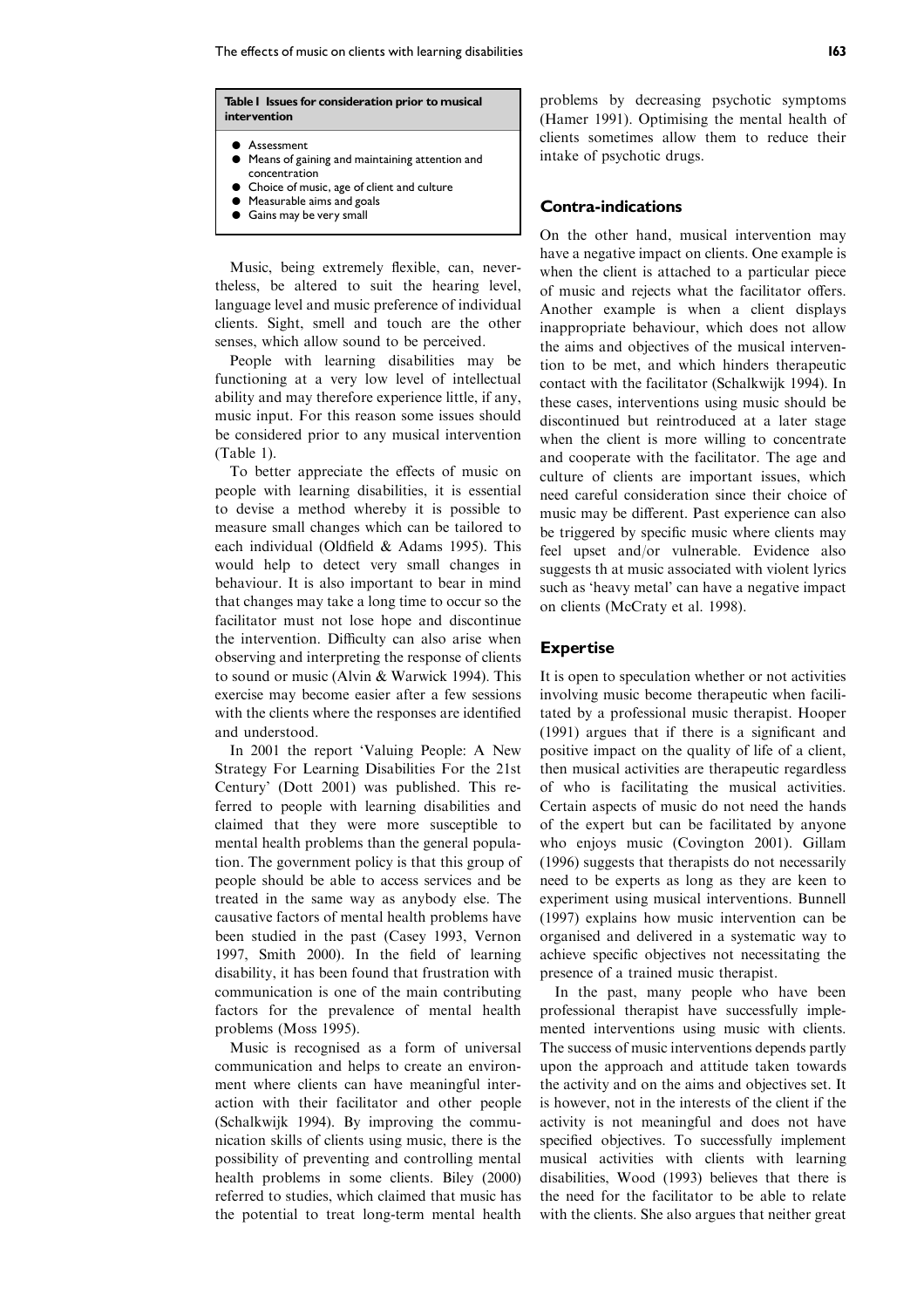**Table 1 Issues for consideration prior to musical intervention**

- Assessment
- Means of gaining and maintaining attention and concentration
- Choice of music, age of client and culture
- Measurable aims and goals
- Gains may be very small

Music, being extremely flexible, can, nevertheless, be altered to suit the hearing level, language level and music preference of individual clients. Sight, smell and touch are the other senses, which allow sound to be perceived.

People with learning disabilities may be functioning at a very low level of intellectual ability and may therefore experience little, if any, music input. For this reason some issues should be considered prior to any musical intervention (Table 1).

To better appreciate the effects of music on people with learning disabilities, it is essential to devise a method whereby it is possible to measure small changes which can be tailored to each individual (Oldfield & Adams 1995). This would help to detect very small changes in behaviour. It is also important to bear in mind that changes may take a long time to occur so the facilitator must not lose hope and discontinue the intervention. Difficulty can also arise when observing and interpreting the response of clients to sound or music (Alvin & Warwick 1994). This exercise may become easier after a few sessions with the clients where the responses are identified and understood.

In 2001 the report 'Valuing People: A New Strategy For Learning Disabilities For the 21st Century' (Dott 2001) was published. This referred to people with learning disabilities and claimed that they were more susceptible to mental health problems than the general population. The government policy is that this group of people should be able to access services and be treated in the same way as anybody else. The causative factors of mental health problems have been studied in the past (Casey 1993, Vernon 1997, Smith 2000). In the field of learning disability, it has been found that frustration with communication is one of the main contributing factors for the prevalence of mental health problems (Moss 1995).

Music is recognised as a form of universal communication and helps to create an environment where clients can have meaningful interaction with their facilitator and other people (Schalkwijk 1994). By improving the communication skills of clients using music, there is the possibility of preventing and controlling mental health problems in some clients. Biley (2000) referred to studies, which claimed that music has the potential to treat long-term mental health problems by decreasing psychotic symptoms (Hamer 1991). Optimising the mental health of clients sometimes allow them to reduce their intake of psychotic drugs.

## Contra-indications

On the other hand, musical intervention may have a negative impact on clients. One example is when the client is attached to a particular piece of music and rejects what the facilitator offers. Another example is when a client displays inappropriate behaviour, which does not allow the aims and objectives of the musical intervention to be met, and which hinders therapeutic contact with the facilitator (Schalkwijk 1994). In these cases, interventions using music should be discontinued but reintroduced at a later stage when the client is more willing to concentrate and cooperate with the facilitator. The age and culture of clients are important issues, which need careful consideration since their choice of music may be different. Past experience can also be triggered by specific music where clients may feel upset and/or vulnerable. Evidence also suggests th at music associated with violent lyrics such as 'heavy metal' can have a negative impact on clients (McCraty et al. 1998).

## Expertise

It is open to speculation whether or not activities involving music become therapeutic when facilitated by a professional music therapist. Hooper (1991) argues that if there is a significant and positive impact on the quality of life of a client, then musical activities are therapeutic regardless of who is facilitating the musical activities. Certain aspects of music do not need the hands of the expert but can be facilitated by anyone who enjoys music (Covington 2001). Gillam (1996) suggests that therapists do not necessarily need to be experts as long as they are keen to experiment using musical interventions. Bunnell (1997) explains how music intervention can be organised and delivered in a systematic way to achieve specific objectives not necessitating the presence of a trained music therapist.

In the past, many people who have been professional therapist have successfully implemented interventions using music with clients. The success of music interventions depends partly upon the approach and attitude taken towards the activity and on the aims and objectives set. It is however, not in the interests of the client if the activity is not meaningful and does not have specified objectives. To successfully implement musical activities with clients with learning disabilities, Wood (1993) believes that there is the need for the facilitator to be able to relate with the clients. She also argues that neither great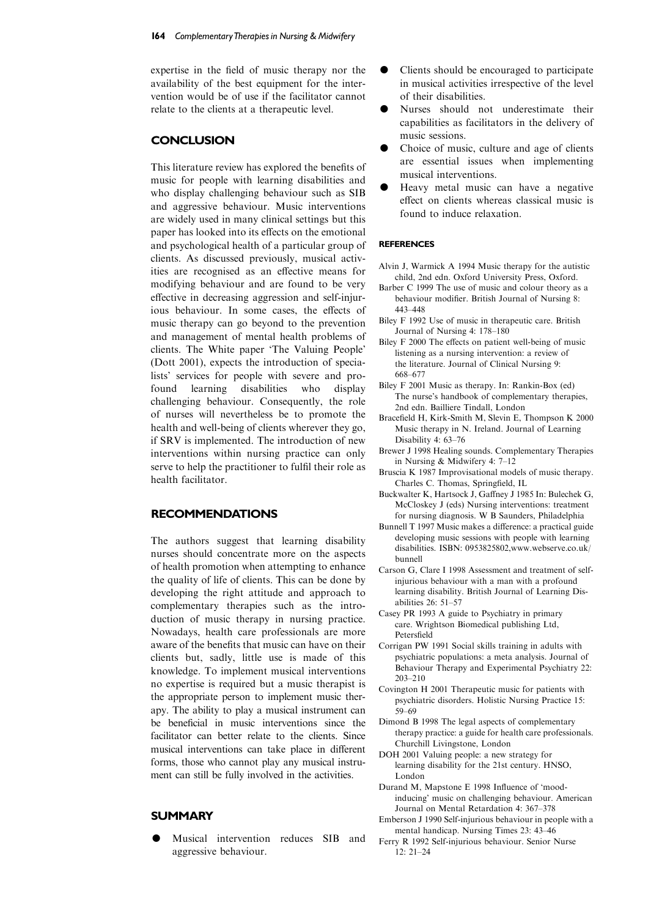expertise in the field of music therapy nor the availability of the best equipment for the intervention would be of use if the facilitator cannot relate to the clients at a therapeutic level.

## CONCLUSION

This literature review has explored the benefits of music for people with learning disabilities and who display challenging behaviour such as SIB and aggressive behaviour. Music interventions are widely used in many clinical settings but this paper has looked into its effects on the emotional and psychological health of a particular group of clients. As discussed previously, musical activities are recognised as an effective means for modifying behaviour and are found to be very effective in decreasing aggression and self-injurious behaviour. In some cases, the effects of music therapy can go beyond to the prevention and management of mental health problems of clients. The White paper 'The Valuing People' (Dott 2001), expects the introduction of specialists' services for people with severe and profound learning disabilities who display challenging behaviour. Consequently, the role of nurses will nevertheless be to promote the health and well-being of clients wherever they go, if SRV is implemented. The introduction of new interventions within nursing practice can only serve to help the practitioner to fulfil their role as health facilitator.

## RECOMMENDATIONS

The authors suggest that learning disability nurses should concentrate more on the aspects of health promotion when attempting to enhance the quality of life of clients. This can be done by developing the right attitude and approach to complementary therapies such as the introduction of music therapy in nursing practice. Nowadays, health care professionals are more aware of the benefits that music can have on their clients but, sadly, little use is made of this knowledge. To implement musical interventions no expertise is required but a music therapist is the appropriate person to implement music therapy. The ability to play a musical instrument can be beneficial in music interventions since the facilitator can better relate to the clients. Since musical interventions can take place in different forms, those who cannot play any musical instrument can still be fully involved in the activities.

## SUMMARY

- Musical intervention reduces SIB and aggressive behaviour.
- Clients should be encouraged to participate in musical activities irrespective of the level of their disabilities.
- Nurses should not underestimate their capabilities as facilitators in the delivery of music sessions.
- Choice of music, culture and age of clients are essential issues when implementing musical interventions.
- Heavy metal music can have a negative effect on clients whereas classical music is found to induce relaxation.

### REFERENCES

Alvin J, Warmick A 1994 Music therapy for the autistic child, 2nd edn. Oxford University Press, Oxford.

Barber C 1999 The use of music and colour theory as a behaviour modifier. British Journal of Nursing 8: 443–448

Biley F 1992 Use of music in therapeutic care. British Journal of Nursing 4: 178–180

Biley F 2000 The effects on patient well-being of music listening as a nursing intervention: a review of the literature. Journal of Clinical Nursing 9: 668–677

Biley F 2001 Music as therapy. In: Rankin-Box (ed) The nurse's handbook of complementary therapies, 2nd edn. Bailliere Tindall, London

Bracefield H, Kirk-Smith M, Slevin E, Thompson K 2000 Music therapy in N. Ireland. Journal of Learning Disability 4: 63–76

Brewer J 1998 Healing sounds. Complementary Therapies in Nursing & Midwifery 4: 7–12

Bruscia K 1987 Improvisational models of music therapy. Charles C. Thomas, Springfield, IL

Buckwalter K, Hartsock J, Gaffney J 1985 In: Bulechek G, McCloskey J (eds) Nursing interventions: treatment for nursing diagnosis. W B Saunders, Philadelphia

Bunnell T 1997 Music makes a difference: a practical guide developing music sessions with people with learning disabilities. ISBN: 0953825802,www.webserve.co.uk/bunnell

Carson G, Clare I 1998 Assessment and treatment of self-injurious behaviour with a man with a profound learning disability. British Journal of Learning Disabilities 26: 51–57

Casey PR 1993 A guide to Psychiatry in primary care. Wrightson Biomedical publishing Ltd, Petersfield

Corrigan PW 1991 Social skills training in adults with psychiatric populations: a meta analysis. Journal of Behaviour Therapy and Experimental Psychiatry 22: 203–210

Covington H 2001 Therapeutic music for patients with psychiatric disorders. Holistic Nursing Practice 15: 59–69

Dimond B 1998 The legal aspects of complementary therapy practice: a guide for health care professionals. Churchill Livingstone, London

DOH 2001 Valuing people: a new strategy for learning disability for the 21st century. HNSO, London

Durand M, Mapstone E 1998 Influence of 'mood-inducing' music on challenging behaviour. American Journal on Mental Retardation 4: 367–378

Emberson J 1990 Self-injurious behaviour in people with a mental handicap. Nursing Times 23: 43–46

Ferry R 1992 Self-injurious behaviour. Senior Nurse 12: 21–24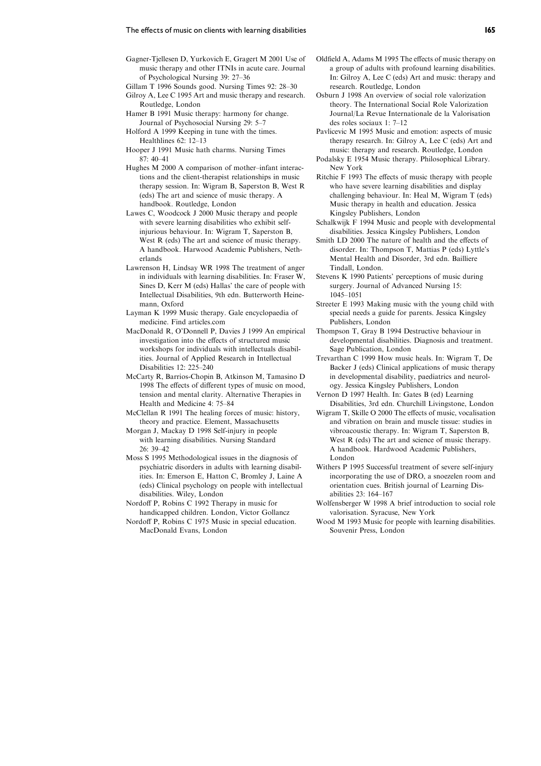Gagner-Tjellesen D, Yurkovich E, Gragert M 2001 Use of music therapy and other ITNIs in acute care. Journal of Psychological Nursing 39: 27–36

Gillam T 1996 Sounds good. Nursing Times 92: 28–30

Gilroy A, Lee C 1995 Art and music therapy and research. Routledge, London

Hamer B 1991 Music therapy: harmony for change. Journal of Psychosocial Nursing 29: 5–7

Holford A 1999 Keeping in tune with the times. Healthlines 62: 12–13

Hooper J 1991 Music hath charms. Nursing Times 87: 40–41

Hughes M 2000 A comparison of mother–infant interactions and the client-therapist relationships in music therapy session. In: Wigram B, Saperston B, West R (eds) The art and science of music therapy. A handbook. Routledge, London

Lawes C, Woodcock J 2000 Music therapy and people with severe learning disabilities who exhibit self-injurious behaviour. In: Wigram T, Saperston B, West R (eds) The art and science of music therapy. A handbook. Harwood Academic Publishers, Netherlands

Lawrenson H, Lindsay WR 1998 The treatment of anger in individuals with learning disabilities. In: Fraser W, Sines D, Kerr M (eds) Hallas' the care of people with Intellectual Disabilities, 9th edn. Butterworth Heinemann, Oxford

Layman K 1999 Music therapy. Gale encyclopaedia of medicine. Find articles.com

MacDonald R, O'Donnell P, Davies J 1999 An empirical investigation into the effects of structured music workshops for individuals with intellectuals disabilities. Journal of Applied Research in Intellectual Disabilities 12: 225–240

McCarty R, Barrios-Chopin B, Atkinson M, Tamasino D 1998 The effects of different types of music on mood, tension and mental clarity. Alternative Therapies in Health and Medicine 4: 75–84

McClellan R 1991 The healing forces of music: history, theory and practice. Element, Massachusetts

Morgan J, Mackay D 1998 Self-injury in people with learning disabilities. Nursing Standard 26: 39–42

Moss S 1995 Methodological issues in the diagnosis of psychiatric disorders in adults with learning disabilities. In: Emerson E, Hatton C, Bromley J, Laine A (eds) Clinical psychology on people with intellectual disabilities. Wiley, London

Nordoff P, Robins C 1992 Therapy in music for handicapped children. London, Victor Gollancz

Nordoff P, Robins C 1975 Music in special education. MacDonald Evans, London

Oldfield A, Adams M 1995 The effects of music therapy on a group of adults with profound learning disabilities. In: Gilroy A, Lee C (eds) Art and music: therapy and research. Routledge, London

Osburn J 1998 An overview of social role valorization theory. The International Social Role Valorization Journal/La Revue Internationale de la Valorisation des roles sociaux 1: 7–12

Pavlicevic M 1995 Music and emotion: aspects of music therapy research. In: Gilroy A, Lee C (eds) Art and music: therapy and research. Routledge, London

Podalsky E 1954 Music therapy. Philosophical Library. New York

Ritchie F 1993 The effects of music therapy with people who have severe learning disabilities and display challenging behaviour. In: Heal M, Wigram T (eds) Music therapy in health and education. Jessica Kingsley Publishers, London

Schalkwijk F 1994 Music and people with developmental disabilities. Jessica Kingsley Publishers, London

Smith LD 2000 The nature of health and the effects of disorder. In: Thompson T, Mattias P (eds) Lyttle's Mental Health and Disorder, 3rd edn. Bailliere Tindall, London.

Stevens K 1990 Patients' perceptions of music during surgery. Journal of Advanced Nursing 15: 1045–1051

Streeter E 1993 Making music with the young child with special needs a guide for parents. Jessica Kingsley Publishers, London

Thompson T, Gray B 1994 Destructive behaviour in developmental disabilities. Diagnosis and treatment. Sage Publication, London

Trevarthan C 1999 How music heals. In: Wigram T, De Backer J (eds) Clinical applications of music therapy in developmental disability, paediatrics and neurology. Jessica Kingsley Publishers, London

Vernon D 1997 Health. In: Gates B (ed) Learning Disabilities, 3rd edn. Churchill Livingstone, London

Wigram T, Skille O 2000 The effects of music, vocalisation and vibration on brain and muscle tissue: studies in vibroacoustic therapy. In: Wigram T, Saperston B, West R (eds) The art and science of music therapy. A handbook. Hardwood Academic Publishers, London

Withers P 1995 Successful treatment of severe self-injury incorporating the use of DRO, a snoezelen room and orientation cues. British journal of Learning Disabilities 23: 164–167

Wolfensberger W 1998 A brief introduction to social role valorisation. Syracuse, New York

Wood M 1993 Music for people with learning disabilities. Souvenir Press, London